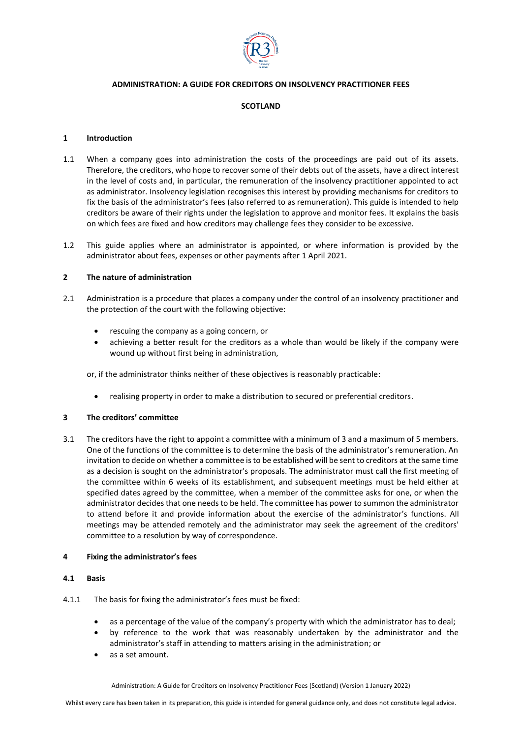# ADMINISTRATION: A GUIDE FOR CREDITORS ON INSOLVENCY PRACTITIONER FEES

## SCOTLAND

## 1 Introduction

1.1 When a company goes into administration the costs of the proceedings are paid out of its assets. Therefore, the creditors, who hope to recover some of their debts out of the assets, have a direct interest in the level of costs and, in particular, the remuneration of the insolvency practitioner appointed to act as administrator. Insolvency legislation recognises this interest by providing mechanisms for creditors to fix the basis of the administrator's fees (also referred to as remuneration). This guide is intended to help creditors be aware of their rights under the legislation to approve and monitor fees. It explains the basis on which fees are fixed and how creditors may challenge fees they consider to be excessive.

1.2 This guide applies where an administrator is appointed, or where information is provided by the administrator about fees, expenses or other payments after 1 April 2021.

## 2 The nature of administration

2.1 Administration is a procedure that places a company under the control of an insolvency practitioner and the protection of the court with the following objective:

- rescuing the company as a going concern, or
- achieving a better result for the creditors as a whole than would be likely if the company were wound up without first being in administration,

or, if the administrator thinks neither of these objectives is reasonably practicable:

- realising property in order to make a distribution to secured or preferential creditors.

## 3 The creditors' committee

3.1 The creditors have the right to appoint a committee with a minimum of 3 and a maximum of 5 members. One of the functions of the committee is to determine the basis of the administrator's remuneration. An invitation to decide on whether a committee is to be established will be sent to creditors at the same time as a decision is sought on the administrator's proposals. The administrator must call the first meeting of the committee within 6 weeks of its establishment, and subsequent meetings must be held either at specified dates agreed by the committee, when a member of the committee asks for one, or when the administrator decides that one needs to be held. The committee has power to summon the administrator to attend before it and provide information about the exercise of the administrator's functions. All meetings may be attended remotely and the administrator may seek the agreement of the creditors' committee to a resolution by way of correspondence.

## 4 Fixing the administrator's fees

### 4.1 Basis

4.1.1 The basis for fixing the administrator's fees must be fixed:

- as a percentage of the value of the company's property with which the administrator has to deal;
- by reference to the work that was reasonably undertaken by the administrator and the administrator's staff in attending to matters arising in the administration; or
- as a set amount.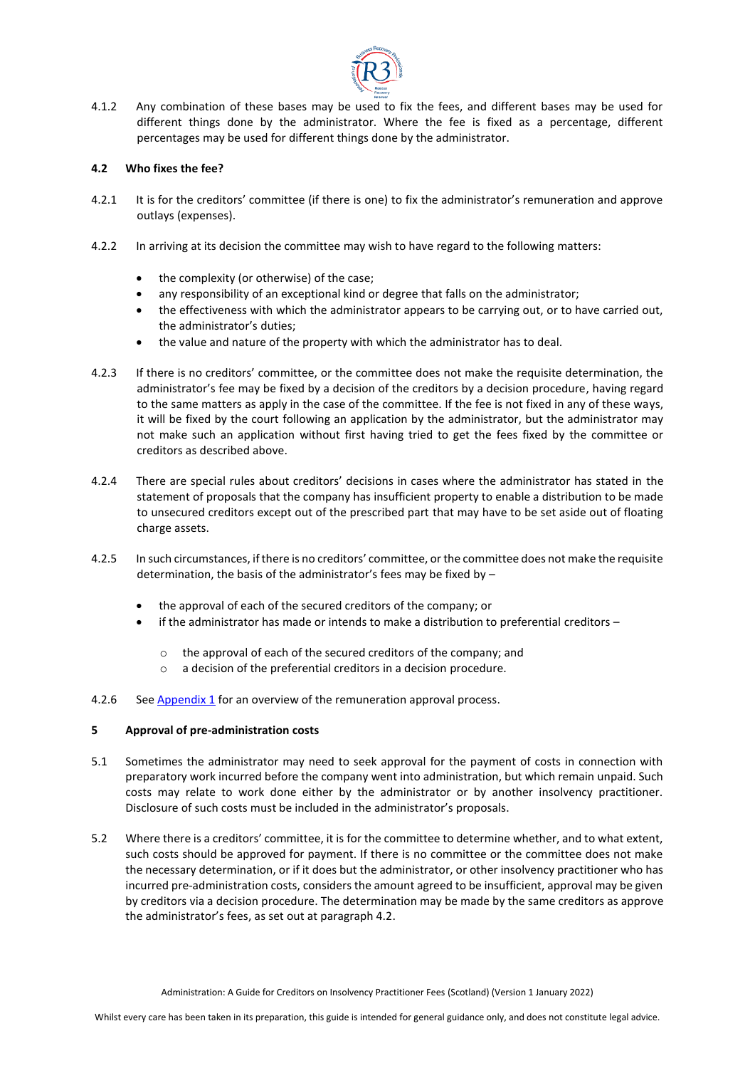4.1.2 Any combination of these bases may be used to fix the fees, and different bases may be used for different things done by the administrator. Where the fee is fixed as a percentage, different percentages may be used for different things done by the administrator.

### 4.2 Who fixes the fee?

4.2.1 It is for the creditors' committee (if there is one) to fix the administrator's remuneration and approve outlays (expenses).

4.2.2 In arriving at its decision the committee may wish to have regard to the following matters:

- the complexity (or otherwise) of the case;
- any responsibility of an exceptional kind or degree that falls on the administrator;
- the effectiveness with which the administrator appears to be carrying out, or to have carried out, the administrator's duties;
- the value and nature of the property with which the administrator has to deal.

4.2.3 If there is no creditors' committee, or the committee does not make the requisite determination, the administrator's fee may be fixed by a decision of the creditors by a decision procedure, having regard to the same matters as apply in the case of the committee. If the fee is not fixed in any of these ways, it will be fixed by the court following an application by the administrator, but the administrator may not make such an application without first having tried to get the fees fixed by the committee or creditors as described above.

4.2.4 There are special rules about creditors' decisions in cases where the administrator has stated in the statement of proposals that the company has insufficient property to enable a distribution to be made to unsecured creditors except out of the prescribed part that may have to be set aside out of floating charge assets.

4.2.5 In such circumstances, if there is no creditors' committee, or the committee does not make the requisite determination, the basis of the administrator's fees may be fixed by –

- the approval of each of the secured creditors of the company; or
- if the administrator has made or intends to make a distribution to preferential creditors –
    - the approval of each of the secured creditors of the company; and
    - a decision of the preferential creditors in a decision procedure.

4.2.6 See Appendix 1 for an overview of the remuneration approval process.

## 5 Approval of pre-administration costs

5.1 Sometimes the administrator may need to seek approval for the payment of costs in connection with preparatory work incurred before the company went into administration, but which remain unpaid. Such costs may relate to work done either by the administrator or by another insolvency practitioner. Disclosure of such costs must be included in the administrator's proposals.

5.2 Where there is a creditors' committee, it is for the committee to determine whether, and to what extent, such costs should be approved for payment. If there is no committee or the committee does not make the necessary determination, or if it does but the administrator, or other insolvency practitioner who has incurred pre-administration costs, considers the amount agreed to be insufficient, approval may be given by creditors via a decision procedure. The determination may be made by the same creditors as approve the administrator's fees, as set out at paragraph 4.2.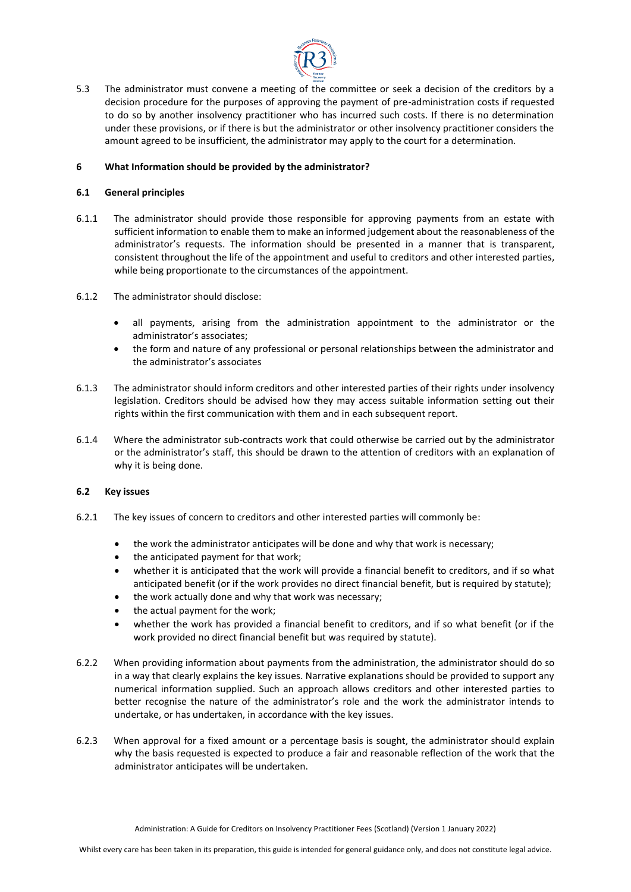5.3 The administrator must convene a meeting of the committee or seek a decision of the creditors by a decision procedure for the purposes of approving the payment of pre-administration costs if requested to do so by another insolvency practitioner who has incurred such costs. If there is no determination under these provisions, or if there is but the administrator or other insolvency practitioner considers the amount agreed to be insufficient, the administrator may apply to the court for a determination.

## 6 What Information should be provided by the administrator?

### 6.1 General principles

6.1.1 The administrator should provide those responsible for approving payments from an estate with sufficient information to enable them to make an informed judgement about the reasonableness of the administrator's requests. The information should be presented in a manner that is transparent, consistent throughout the life of the appointment and useful to creditors and other interested parties, while being proportionate to the circumstances of the appointment.

6.1.2 The administrator should disclose:

- all payments, arising from the administration appointment to the administrator or the administrator's associates;
- the form and nature of any professional or personal relationships between the administrator and the administrator's associates

6.1.3 The administrator should inform creditors and other interested parties of their rights under insolvency legislation. Creditors should be advised how they may access suitable information setting out their rights within the first communication with them and in each subsequent report.

6.1.4 Where the administrator sub-contracts work that could otherwise be carried out by the administrator or the administrator's staff, this should be drawn to the attention of creditors with an explanation of why it is being done.

### 6.2 Key issues

6.2.1 The key issues of concern to creditors and other interested parties will commonly be:

- the work the administrator anticipates will be done and why that work is necessary;
- the anticipated payment for that work;
- whether it is anticipated that the work will provide a financial benefit to creditors, and if so what anticipated benefit (or if the work provides no direct financial benefit, but is required by statute);
- the work actually done and why that work was necessary;
- the actual payment for the work;
- whether the work has provided a financial benefit to creditors, and if so what benefit (or if the work provided no direct financial benefit but was required by statute).

6.2.2 When providing information about payments from the administration, the administrator should do so in a way that clearly explains the key issues. Narrative explanations should be provided to support any numerical information supplied. Such an approach allows creditors and other interested parties to better recognise the nature of the administrator's role and the work the administrator intends to undertake, or has undertaken, in accordance with the key issues.

6.2.3 When approval for a fixed amount or a percentage basis is sought, the administrator should explain why the basis requested is expected to produce a fair and reasonable reflection of the work that the administrator anticipates will be undertaken.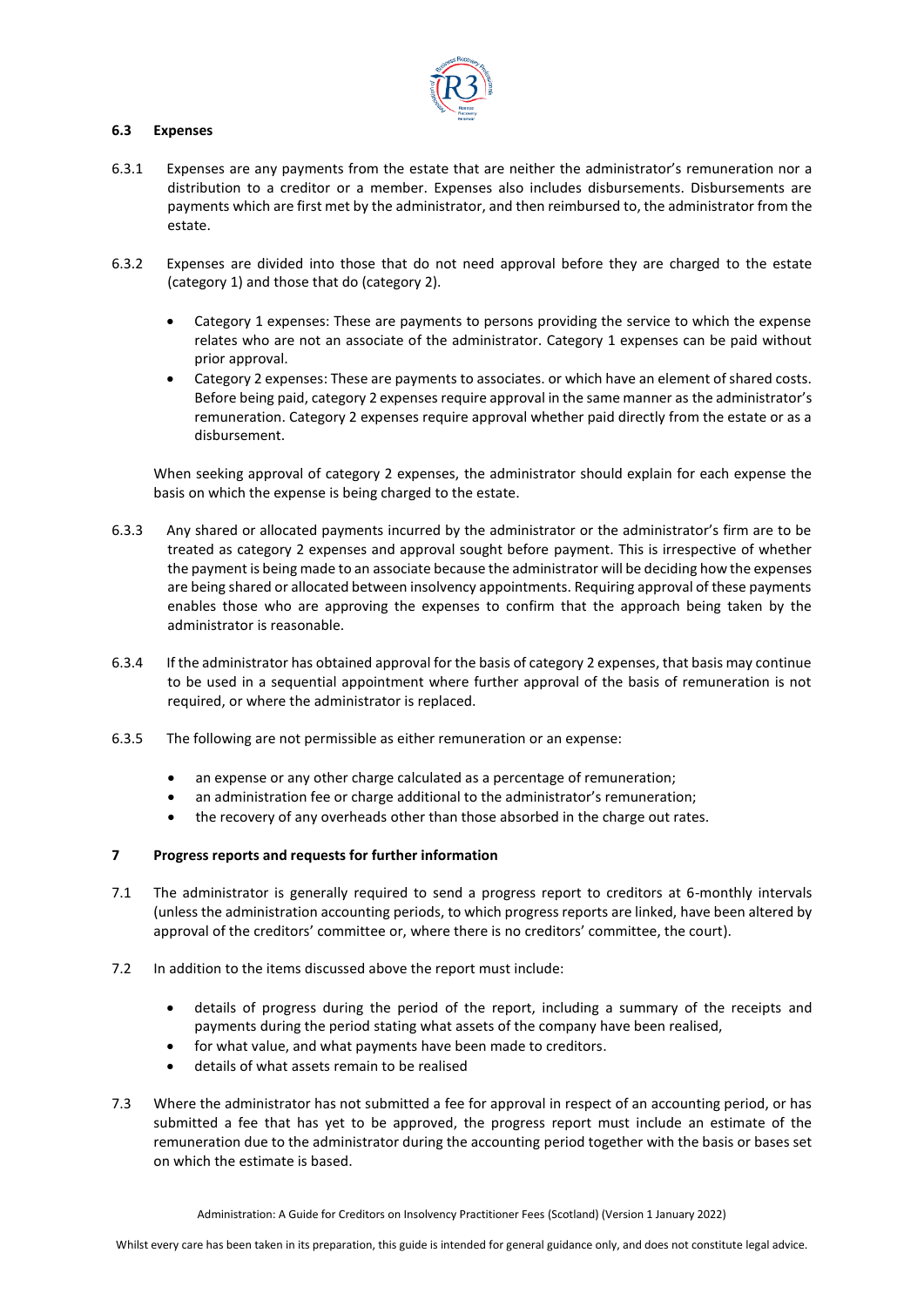### 6.3 Expenses

6.3.1 Expenses are any payments from the estate that are neither the administrator's remuneration nor a distribution to a creditor or a member. Expenses also includes disbursements. Disbursements are payments which are first met by the administrator, and then reimbursed to, the administrator from the estate.

6.3.2 Expenses are divided into those that do not need approval before they are charged to the estate (category 1) and those that do (category 2).

- Category 1 expenses: These are payments to persons providing the service to which the expense relates who are not an associate of the administrator. Category 1 expenses can be paid without prior approval.
- Category 2 expenses: These are payments to associates. or which have an element of shared costs. Before being paid, category 2 expenses require approval in the same manner as the administrator's remuneration. Category 2 expenses require approval whether paid directly from the estate or as a disbursement.

When seeking approval of category 2 expenses, the administrator should explain for each expense the basis on which the expense is being charged to the estate.

6.3.3 Any shared or allocated payments incurred by the administrator or the administrator's firm are to be treated as category 2 expenses and approval sought before payment. This is irrespective of whether the payment is being made to an associate because the administrator will be deciding how the expenses are being shared or allocated between insolvency appointments. Requiring approval of these payments enables those who are approving the expenses to confirm that the approach being taken by the administrator is reasonable.

6.3.4 If the administrator has obtained approval for the basis of category 2 expenses, that basis may continue to be used in a sequential appointment where further approval of the basis of remuneration is not required, or where the administrator is replaced.

6.3.5 The following are not permissible as either remuneration or an expense:

- an expense or any other charge calculated as a percentage of remuneration;
- an administration fee or charge additional to the administrator's remuneration;
- the recovery of any overheads other than those absorbed in the charge out rates.

## 7 Progress reports and requests for further information

7.1 The administrator is generally required to send a progress report to creditors at 6-monthly intervals (unless the administration accounting periods, to which progress reports are linked, have been altered by approval of the creditors' committee or, where there is no creditors' committee, the court).

7.2 In addition to the items discussed above the report must include:

- details of progress during the period of the report, including a summary of the receipts and payments during the period stating what assets of the company have been realised,
- for what value, and what payments have been made to creditors.
- details of what assets remain to be realised

7.3 Where the administrator has not submitted a fee for approval in respect of an accounting period, or has submitted a fee that has yet to be approved, the progress report must include an estimate of the remuneration due to the administrator during the accounting period together with the basis or bases set on which the estimate is based.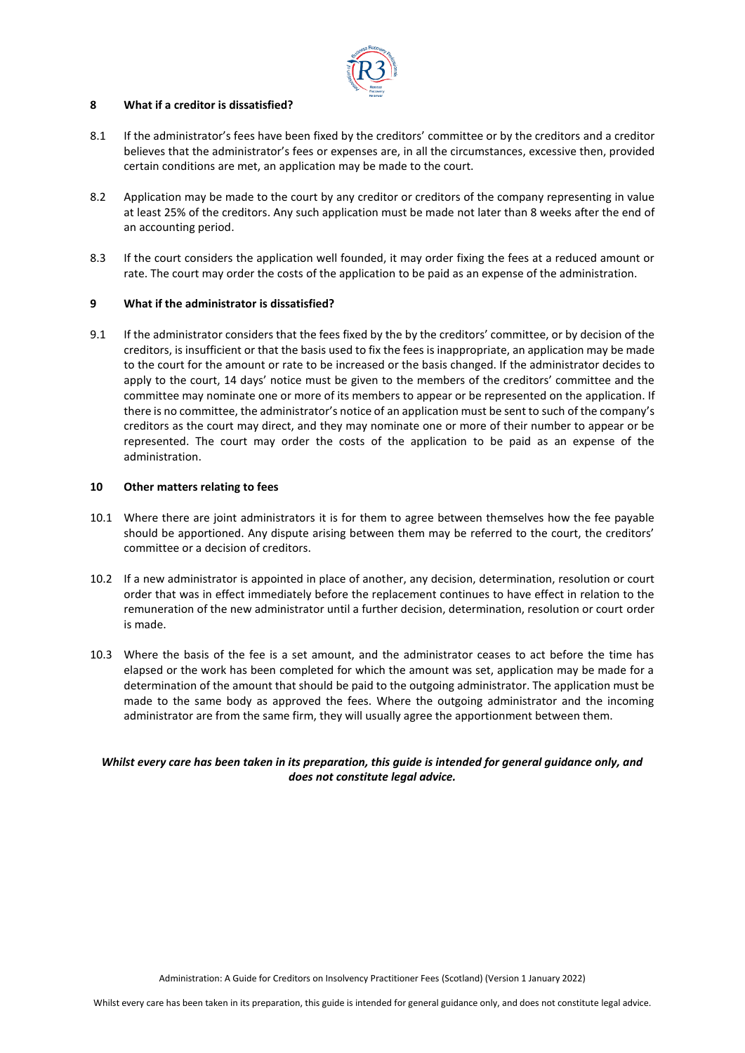## 8 What if a creditor is dissatisfied?

8.1 If the administrator's fees have been fixed by the creditors' committee or by the creditors and a creditor believes that the administrator's fees or expenses are, in all the circumstances, excessive then, provided certain conditions are met, an application may be made to the court.

8.2 Application may be made to the court by any creditor or creditors of the company representing in value at least 25% of the creditors. Any such application must be made not later than 8 weeks after the end of an accounting period.

8.3 If the court considers the application well founded, it may order fixing the fees at a reduced amount or rate. The court may order the costs of the application to be paid as an expense of the administration.

## 9 What if the administrator is dissatisfied?

9.1 If the administrator considers that the fees fixed by the by the creditors' committee, or by decision of the creditors, is insufficient or that the basis used to fix the fees is inappropriate, an application may be made to the court for the amount or rate to be increased or the basis changed. If the administrator decides to apply to the court, 14 days' notice must be given to the members of the creditors' committee and the committee may nominate one or more of its members to appear or be represented on the application. If there is no committee, the administrator's notice of an application must be sent to such of the company's creditors as the court may direct, and they may nominate one or more of their number to appear or be represented. The court may order the costs of the application to be paid as an expense of the administration.

## 10 Other matters relating to fees

10.1 Where there are joint administrators it is for them to agree between themselves how the fee payable should be apportioned. Any dispute arising between them may be referred to the court, the creditors' committee or a decision of creditors.

10.2 If a new administrator is appointed in place of another, any decision, determination, resolution or court order that was in effect immediately before the replacement continues to have effect in relation to the remuneration of the new administrator until a further decision, determination, resolution or court order is made.

10.3 Where the basis of the fee is a set amount, and the administrator ceases to act before the time has elapsed or the work has been completed for which the amount was set, application may be made for a determination of the amount that should be paid to the outgoing administrator. The application must be made to the same body as approved the fees. Where the outgoing administrator and the incoming administrator are from the same firm, they will usually agree the apportionment between them.

***Whilst every care has been taken in its preparation, this guide is intended for general guidance only, and does not constitute legal advice.***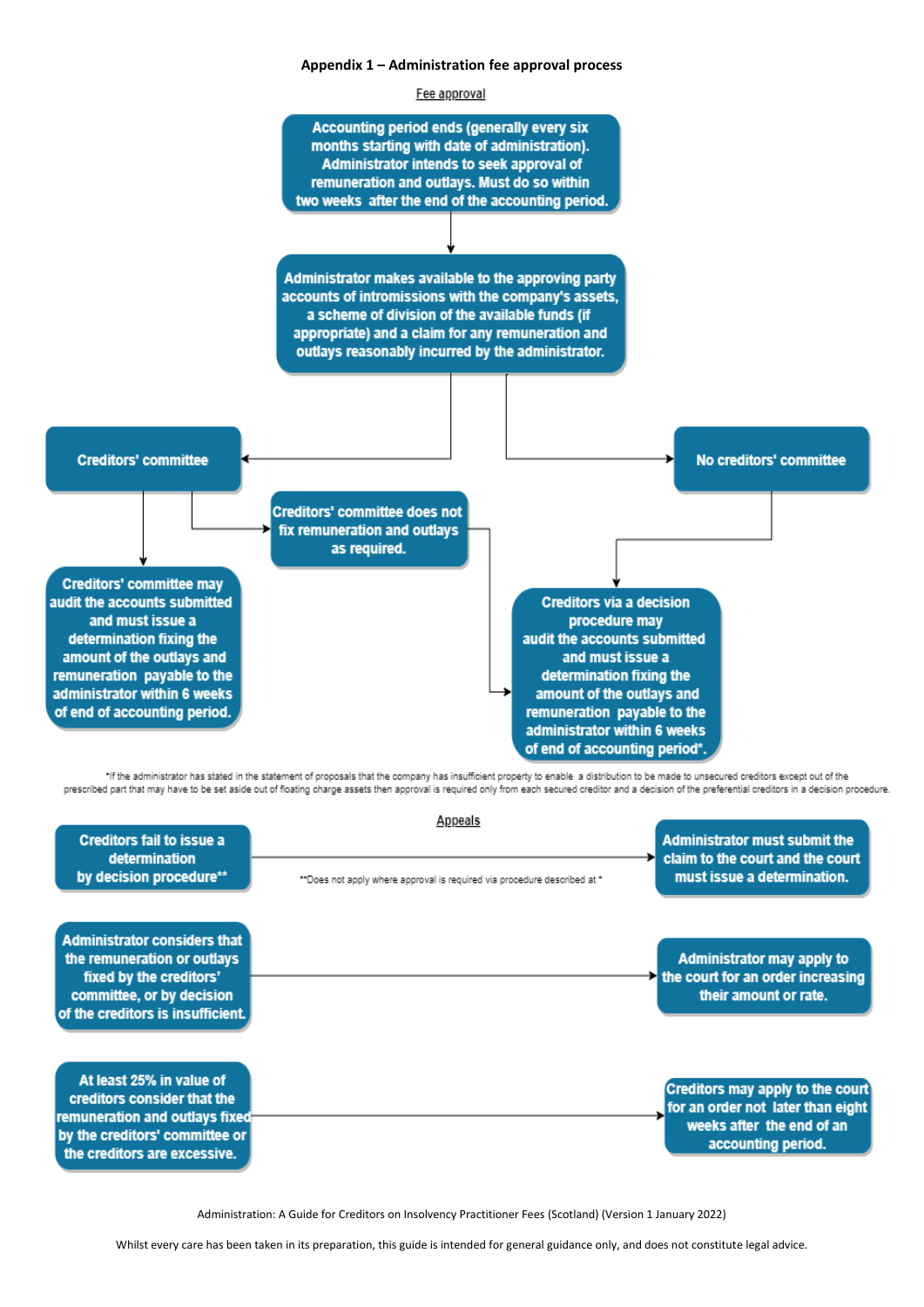**Appendix 1 – Administration fee approval process**

Fee approval

Accounting period ends (generally every six months starting with date of administration). Administrator intends to seek approval of remuneration and outlays. Must do so within two weeks after the end of the accounting period.

Administrator makes available to the approving party accounts of intromissions with the company's assets, a scheme of division of the available funds (if appropriate) and a claim for any remuneration and outlays reasonably incurred by the administrator.

Creditors' committee

No creditors' committee

Creditors' committee does not fix remuneration and outlays as required.

Creditors' committee may audit the accounts submitted and must issue a determination fixing the amount of the outlays and remuneration payable to the administrator within 6 weeks of end of accounting period.

Creditors via a decision procedure may audit the accounts submitted and must issue a determination fixing the amount of the outlays and remuneration payable to the administrator within 6 weeks of end of accounting period*.

*If the administrator has stated in the statement of proposals that the company has insufficient property to enable a distribution to be made to unsecured creditors except out of the prescribed part that may have to be set aside out of floating charge assets then approval is required only from each secured creditor and a decision of the preferential creditors in a decision procedure.

Appeals

Creditors fail to issue a determination by decision procedure** → Administrator must submit the claim to the court and the court must issue a determination.

**Does not apply where approval is required via procedure described at *

Administrator considers that the remuneration or outlays fixed by the creditors' committee, or by decision of the creditors is insufficient. → Administrator may apply to the court for an order increasing their amount or rate.

At least 25% in value of creditors consider that the remuneration and outlays fixed by the creditors' committee or the creditors are excessive. → Creditors may apply to the court for an order not later than eight weeks after the end of an accounting period.

Administration: A Guide for Creditors on Insolvency Practitioner Fees (Scotland) (Version 1 January 2022)

Whilst every care has been taken in its preparation, this guide is intended for general guidance only, and does not constitute legal advice.